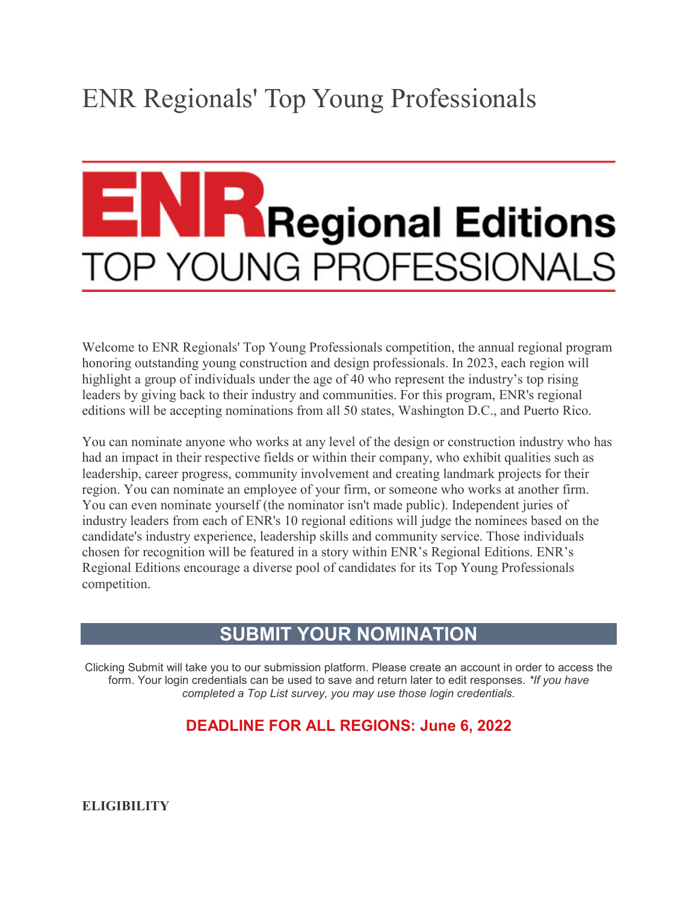# ENR Regionals' Top Young Professionals

**ENR Regional Editions**
**TOP YOUNG PROFESSIONALS**

Welcome to ENR Regionals' Top Young Professionals competition, the annual regional program honoring outstanding young construction and design professionals. In 2023, each region will highlight a group of individuals under the age of 40 who represent the industry's top rising leaders by giving back to their industry and communities. For this program, ENR's regional editions will be accepting nominations from all 50 states, Washington D.C., and Puerto Rico.

You can nominate anyone who works at any level of the design or construction industry who has had an impact in their respective fields or within their company, who exhibit qualities such as leadership, career progress, community involvement and creating landmark projects for their region. You can nominate an employee of your firm, or someone who works at another firm. You can even nominate yourself (the nominator isn't made public). Independent juries of industry leaders from each of ENR's 10 regional editions will judge the nominees based on the candidate's industry experience, leadership skills and community service. Those individuals chosen for recognition will be featured in a story within ENR's Regional Editions. ENR's Regional Editions encourage a diverse pool of candidates for its Top Young Professionals competition.

## SUBMIT YOUR NOMINATION

Clicking Submit will take you to our submission platform. Please create an account in order to access the form. Your login credentials can be used to save and return later to edit responses. *\*If you have completed a Top List survey, you may use those login credentials.*

**DEADLINE FOR ALL REGIONS: June 6, 2022**

**ELIGIBILITY**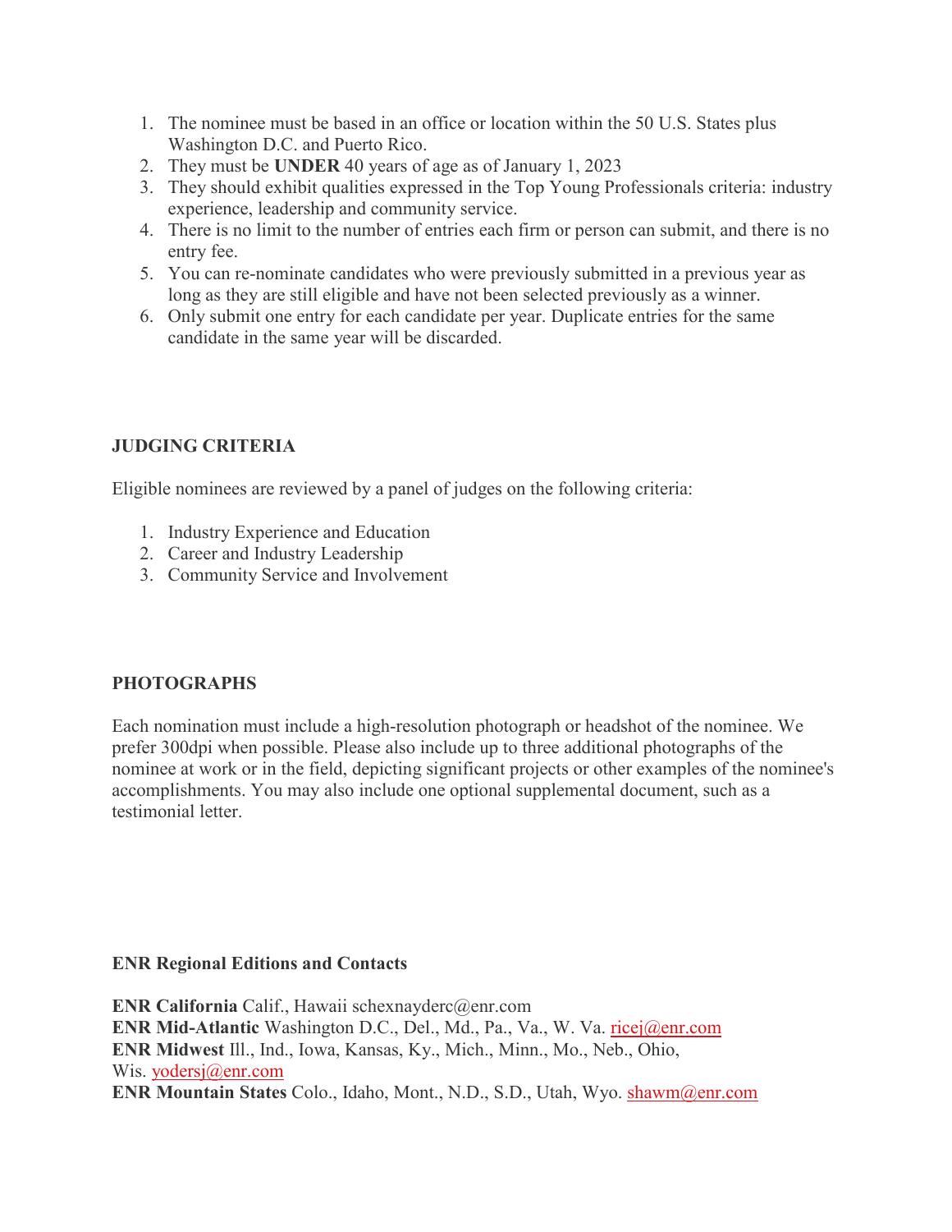1. The nominee must be based in an office or location within the 50 U.S. States plus Washington D.C. and Puerto Rico.
2. They must be **UNDER** 40 years of age as of January 1, 2023
3. They should exhibit qualities expressed in the Top Young Professionals criteria: industry experience, leadership and community service.
4. There is no limit to the number of entries each firm or person can submit, and there is no entry fee.
5. You can re-nominate candidates who were previously submitted in a previous year as long as they are still eligible and have not been selected previously as a winner.
6. Only submit one entry for each candidate per year. Duplicate entries for the same candidate in the same year will be discarded.

**JUDGING CRITERIA**

Eligible nominees are reviewed by a panel of judges on the following criteria:

1. Industry Experience and Education
2. Career and Industry Leadership
3. Community Service and Involvement

**PHOTOGRAPHS**

Each nomination must include a high-resolution photograph or headshot of the nominee. We prefer 300dpi when possible. Please also include up to three additional photographs of the nominee at work or in the field, depicting significant projects or other examples of the nominee's accomplishments. You may also include one optional supplemental document, such as a testimonial letter.

**ENR Regional Editions and Contacts**

**ENR California** Calif., Hawaii schexnayderc@enr.com
**ENR Mid-Atlantic** Washington D.C., Del., Md., Pa., Va., W. Va. ricej@enr.com
**ENR Midwest** Ill., Ind., Iowa, Kansas, Ky., Mich., Minn., Mo., Neb., Ohio, Wis. yodersj@enr.com
**ENR Mountain States** Colo., Idaho, Mont., N.D., S.D., Utah, Wyo. shawm@enr.com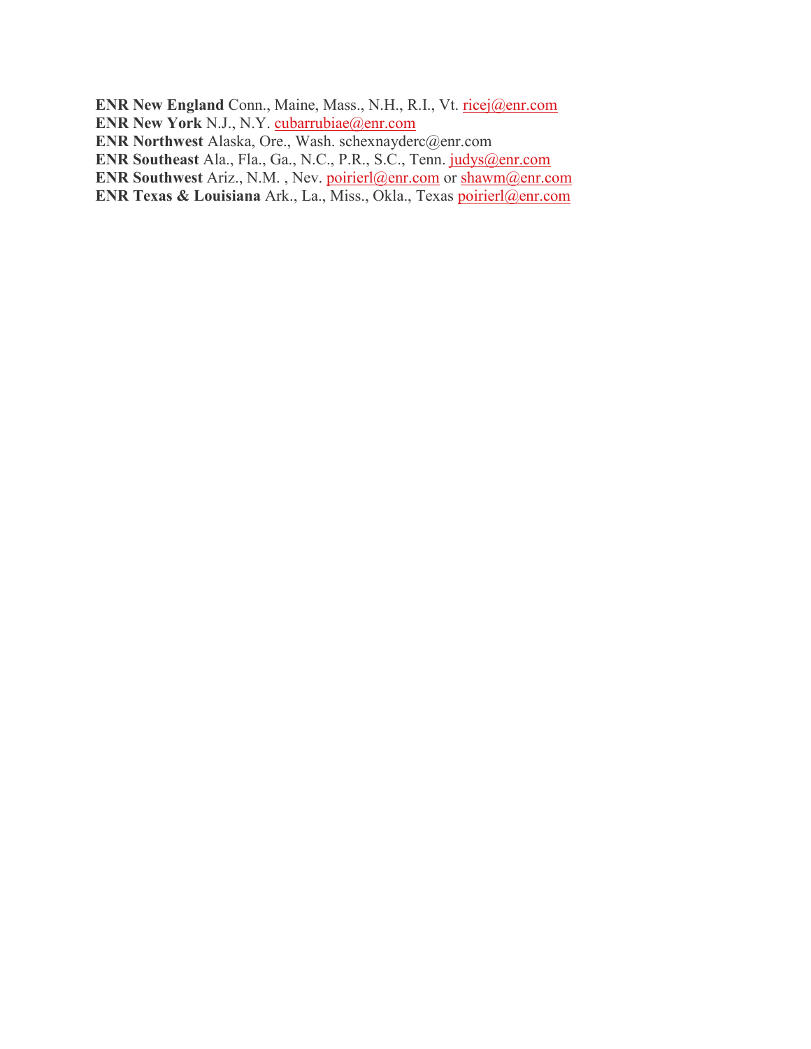**ENR New England** Conn., Maine, Mass., N.H., R.I., Vt. ricej@enr.com
**ENR New York** N.J., N.Y. cubarrubiae@enr.com
**ENR Northwest** Alaska, Ore., Wash. schexnayderc@enr.com
**ENR Southeast** Ala., Fla., Ga., N.C., P.R., S.C., Tenn. judys@enr.com
**ENR Southwest** Ariz., N.M. , Nev. poirierl@enr.com or shawm@enr.com
**ENR Texas & Louisiana** Ark., La., Miss., Okla., Texas poirierl@enr.com